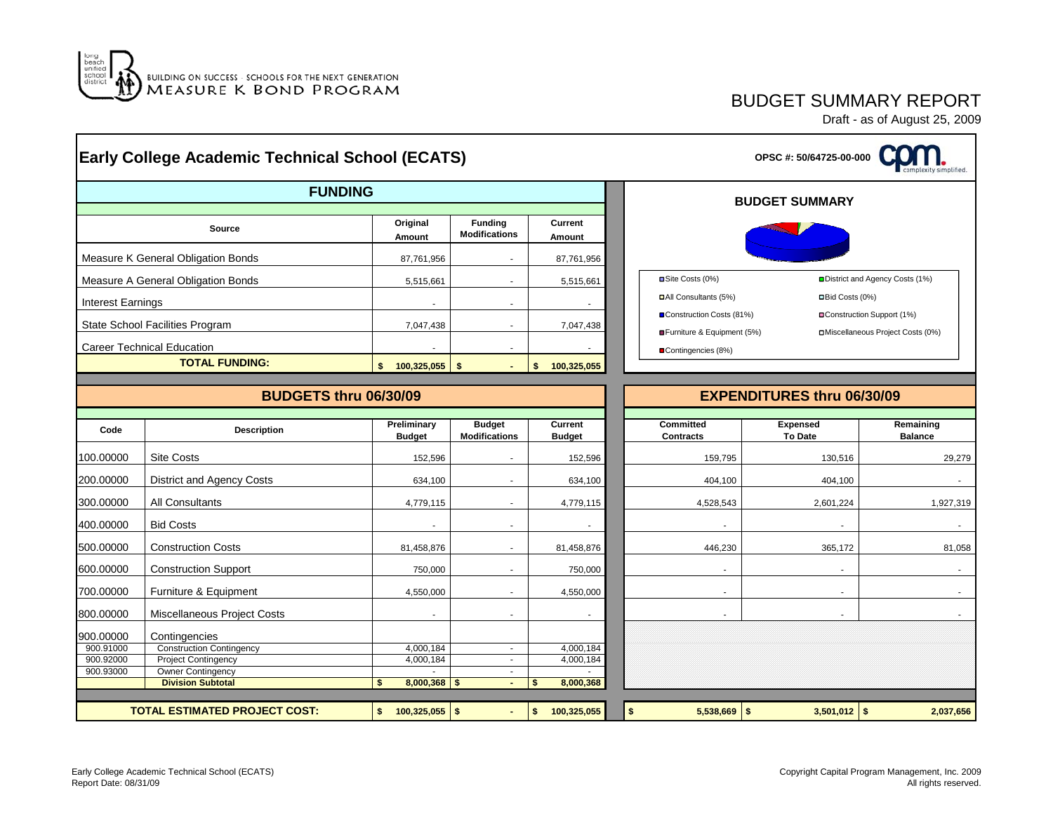BUILDING ON SUCCESS · SCHOOLS FOR THE NEXT GENERATION
MEASURE K BOND PROGRAM

# BUDGET SUMMARY REPORT

Draft - as of August 25, 2009

## Early College Academic Technical School (ECATS)

OPSC #: 50/64725-00-000

### FUNDING

| Source | Original Amount | Funding Modifications | Current Amount |
|---|---|---|---|
| Measure K General Obligation Bonds | 87,761,956 | - | 87,761,956 |
| Measure A General Obligation Bonds | 5,515,661 | - | 5,515,661 |
| Interest Earnings | - | - | - |
| State School Facilities Program | 7,047,438 | - | 7,047,438 |
| Career Technical Education | - | - | - |
| **TOTAL FUNDING:** | **$ 100,325,055** | **$ -** | **$ 100,325,055** |

### BUDGET SUMMARY

- Site Costs (0%)
- District and Agency Costs (1%)
- All Consultants (5%)
- Bid Costs (0%)
- Construction Costs (81%)
- Construction Support (1%)
- Furniture & Equipment (5%)
- Miscellaneous Project Costs (0%)
- Contingencies (8%)

### BUDGETS thru 06/30/09 / EXPENDITURES thru 06/30/09

| Code | Description | Preliminary Budget | Budget Modifications | Current Budget | Committed Contracts | Expensed To Date | Remaining Balance |
|---|---|---|---|---|---|---|---|
| 100.00000 | Site Costs | 152,596 | - | 152,596 | 159,795 | 130,516 | 29,279 |
| 200.00000 | District and Agency Costs | 634,100 | - | 634,100 | 404,100 | 404,100 | - |
| 300.00000 | All Consultants | 4,779,115 | - | 4,779,115 | 4,528,543 | 2,601,224 | 1,927,319 |
| 400.00000 | Bid Costs | - | - | - | - | - | - |
| 500.00000 | Construction Costs | 81,458,876 | - | 81,458,876 | 446,230 | 365,172 | 81,058 |
| 600.00000 | Construction Support | 750,000 | - | 750,000 | - | - | - |
| 700.00000 | Furniture & Equipment | 4,550,000 | - | 4,550,000 | - | - | - |
| 800.00000 | Miscellaneous Project Costs | - | - | - | - | - | - |
| 900.00000 | Contingencies | | | | | | |
| 900.91000 | Construction Contingency | 4,000,184 | - | 4,000,184 | | | |
| 900.92000 | Project Contingency | 4,000,184 | - | 4,000,184 | | | |
| 900.93000 | Owner Contingency | - | - | - | | | |
| | **Division Subtotal** | **$ 8,000,368** | **$ -** | **$ 8,000,368** | | | |
| **TOTAL ESTIMATED PROJECT COST:** | | **$ 100,325,055** | **$ -** | **$ 100,325,055** | **$ 5,538,669** | **$ 3,501,012** | **$ 2,037,656** |

Early College Academic Technical School (ECATS)
Report Date: 08/31/09

Copyright Capital Program Management, Inc. 2009
All rights reserved.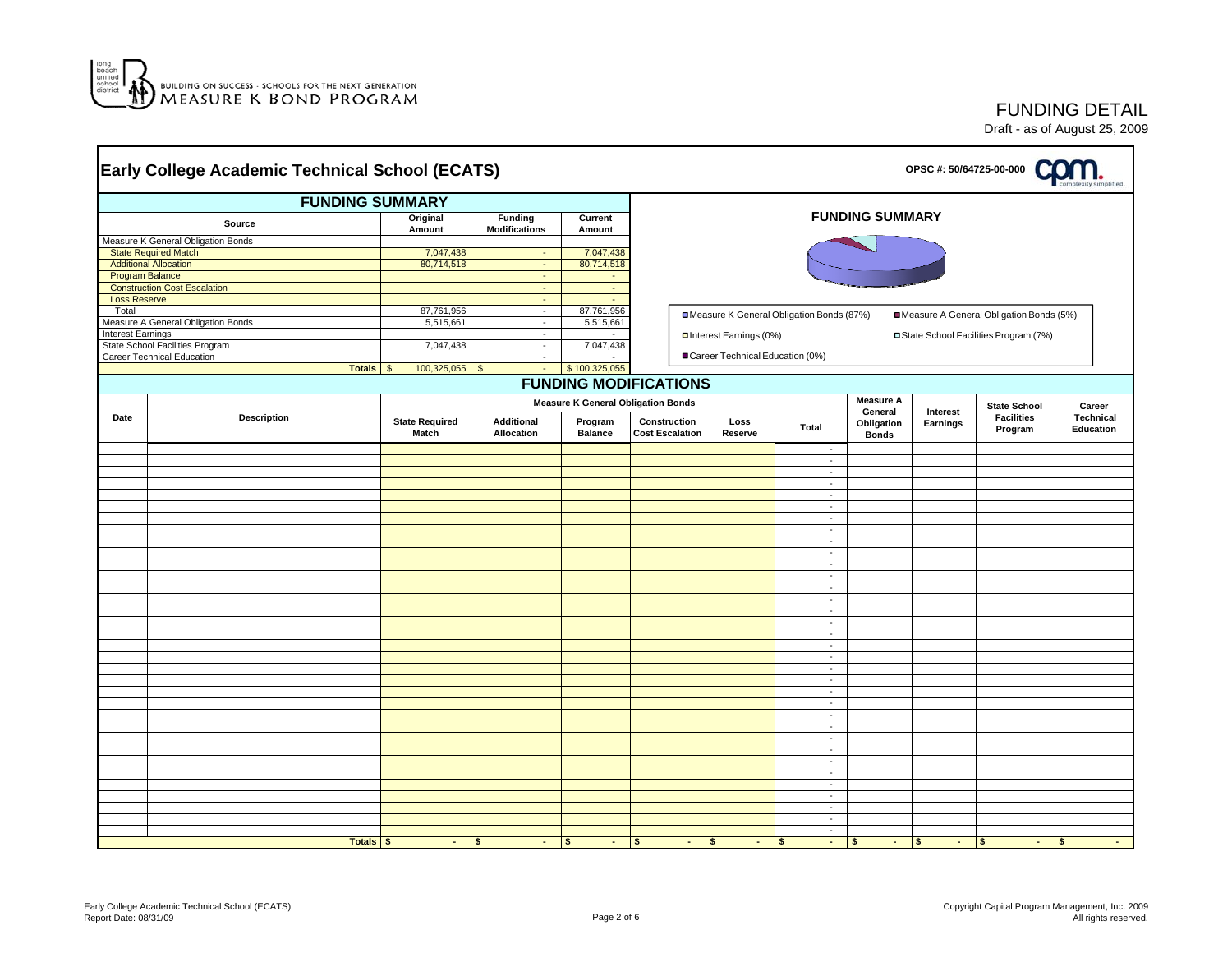BUILDING ON SUCCESS - SCHOOLS FOR THE NEXT GENERATION
MEASURE K BOND PROGRAM

# FUNDING DETAIL

Draft - as of August 25, 2009

## Early College Academic Technical School (ECATS)

OPSC #: 50/64725-00-000

### FUNDING SUMMARY

| Source | Original Amount | Funding Modifications | Current Amount |
|---|---|---|---|
| Measure K General Obligation Bonds | | | |
| State Required Match | 7,047,438 | - | 7,047,438 |
| Additional Allocation | 80,714,518 | - | 80,714,518 |
| Program Balance | | - | - |
| Construction Cost Escalation | | - | - |
| Loss Reserve | | - | - |
| Total | 87,761,956 | - | 87,761,956 |
| Measure A General Obligation Bonds | 5,515,661 | - | 5,515,661 |
| Interest Earnings | | - | - |
| State School Facilities Program | 7,047,438 | - | 7,047,438 |
| Career Technical Education | | - | - |
| **Totals** | $ 100,325,055 | $ - | $ 100,325,055 |

**FUNDING SUMMARY**

- Measure K General Obligation Bonds (87%)
- Measure A General Obligation Bonds (5%)
- Interest Earnings (0%)
- State School Facilities Program (7%)
- Career Technical Education (0%)

### FUNDING MODIFICATIONS

| Date | Description | Measure K General Obligation Bonds | | | | | | Measure A General Obligation Bonds | Interest Earnings | State School Facilities Program | Career Technical Education |
|---|---|---|---|---|---|---|---|---|---|---|---|
| | | State Required Match | Additional Allocation | Program Balance | Construction Cost Escalation | Loss Reserve | Total | | | | |
| | | | | | | | - | | | | |
| | | | | | | | - | | | | |
| | | | | | | | - | | | | |
| | | | | | | | - | | | | |
| | | | | | | | - | | | | |
| | | | | | | | - | | | | |
| | | | | | | | - | | | | |
| | | | | | | | - | | | | |
| | | | | | | | - | | | | |
| | | | | | | | - | | | | |
| | | | | | | | - | | | | |
| | | | | | | | - | | | | |
| | | | | | | | - | | | | |
| | | | | | | | - | | | | |
| | | | | | | | - | | | | |
| | | | | | | | - | | | | |
| | | | | | | | - | | | | |
| | | | | | | | - | | | | |
| | | | | | | | - | | | | |
| | | | | | | | - | | | | |
| | | | | | | | - | | | | |
| | | | | | | | - | | | | |
| | | | | | | | - | | | | |
| | | | | | | | - | | | | |
| | | | | | | | - | | | | |
| | | | | | | | - | | | | |
| | | | | | | | - | | | | |
| | | | | | | | - | | | | |
| | | | | | | | - | | | | |
| | | | | | | | - | | | | |
| | | | | | | | - | | | | |
| | | | | | | | - | | | | |
| | | | | | | | - | | | | |
| | | | | | | | - | | | | |
| | **Totals** | $ - | $ - | $ - | $ - | $ - | $ - | $ - | $ - | $ - | $ - |

Early College Academic Technical School (ECATS)
Report Date: 08/31/09

Copyright Capital Program Management, Inc. 2009
All rights reserved.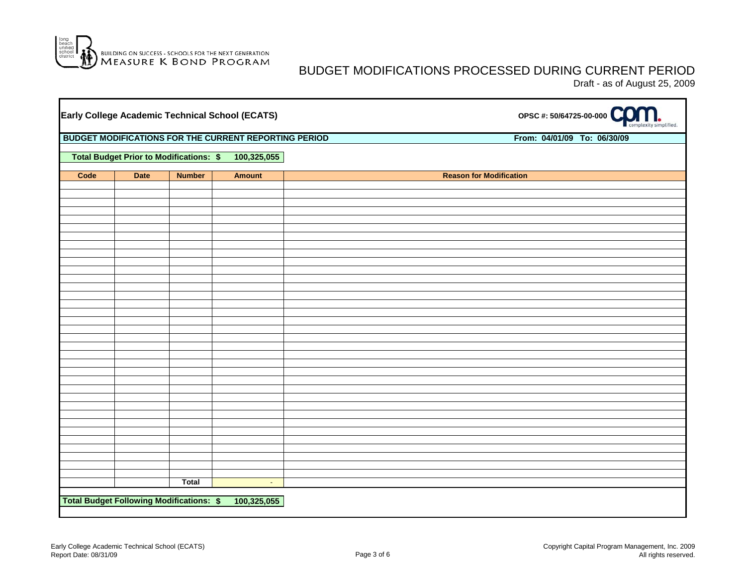BUILDING ON SUCCESS - SCHOOLS FOR THE NEXT GENERATION
MEASURE K BOND PROGRAM

# BUDGET MODIFICATIONS PROCESSED DURING CURRENT PERIOD

Draft - as of August 25, 2009

## Early College Academic Technical School (ECATS)

OPSC #: 50/64725-00-000

**BUDGET MODIFICATIONS FOR THE CURRENT REPORTING PERIOD** — From: 04/01/09 To: 06/30/09

**Total Budget Prior to Modifications: $ 100,325,055**

| Code | Date | Number | Amount | Reason for Modification |
|---|---|---|---|---|
| | | | | |
| | | **Total** | - | |

**Total Budget Following Modifications: $ 100,325,055**

Early College Academic Technical School (ECATS)
Report Date: 08/31/09

Copyright Capital Program Management, Inc. 2009
All rights reserved.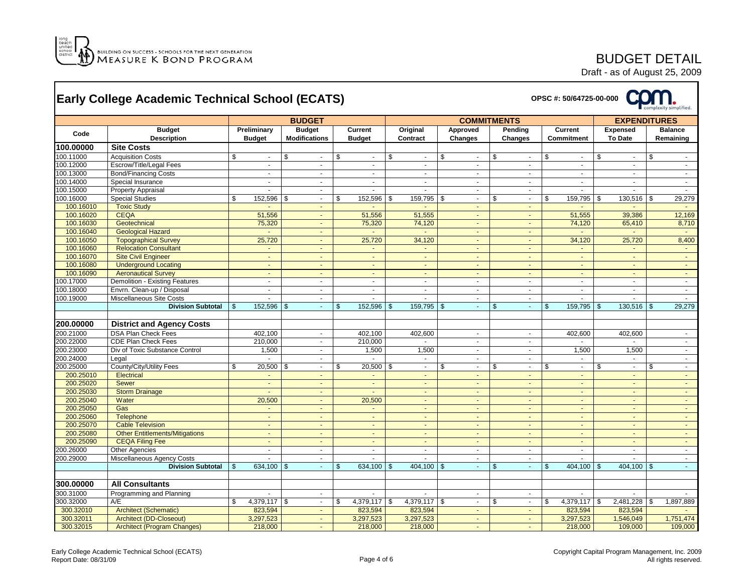BUILDING ON SUCCESS - SCHOOLS FOR THE NEXT GENERATION
MEASURE K BOND PROGRAM

# BUDGET DETAIL

Draft - as of August 25, 2009

## Early College Academic Technical School (ECATS)

OPSC #: 50/64725-00-000

| Code | Budget Description | BUDGET: Preliminary Budget | BUDGET: Budget Modifications | BUDGET: Current Budget | COMMITMENTS: Original Contract | COMMITMENTS: Approved Changes | COMMITMENTS: Pending Changes | COMMITMENTS: Current Commitment | EXPENDITURES: Expensed To Date | EXPENDITURES: Balance Remaining |
|---|---|---|---|---|---|---|---|---|---|---|
| **100.00000** | **Site Costs** | | | | | | | | | |
| 100.11000 | Acquisition Costs | $ - | $ - | $ - | $ - | $ - | $ - | $ - | $ - | $ - |
| 100.12000 | Escrow/Title/Legal Fees | - | - | - | - | - | - | - | - | - |
| 100.13000 | Bond/Financing Costs | - | - | - | - | - | - | - | - | - |
| 100.14000 | Special Insurance | - | - | - | - | - | - | - | - | - |
| 100.15000 | Property Appraisal | - | - | - | - | - | - | - | - | - |
| 100.16000 | Special Studies | $ 152,596 | $ - | $ 152,596 | $ 159,795 | $ - | $ - | $ 159,795 | $ 130,516 | $ 29,279 |
| 100.16010 | Toxic Study | - | - | - | - | - | - | - | - | - |
| 100.16020 | CEQA | 51,556 | - | 51,556 | 51,555 | - | - | 51,555 | 39,386 | 12,169 |
| 100.16030 | Geotechnical | 75,320 | - | 75,320 | 74,120 | - | - | 74,120 | 65,410 | 8,710 |
| 100.16040 | Geological Hazard | - | - | - | - | - | - | - | - | - |
| 100.16050 | Topographical Survey | 25,720 | - | 25,720 | 34,120 | - | - | 34,120 | 25,720 | 8,400 |
| 100.16060 | Relocation Consultant | - | - | - | - | - | - | - | - | - |
| 100.16070 | Site Civil Engineer | - | - | - | - | - | - | - | - | - |
| 100.16080 | Underground Locating | - | - | - | - | - | - | - | - | - |
| 100.16090 | Aeronautical Survey | - | - | - | - | - | - | - | - | - |
| 100.17000 | Demolition - Existing Features | - | - | - | - | - | - | - | - | - |
| 100.18000 | Envrn. Clean-up / Disposal | - | - | - | - | - | - | - | - | - |
| 100.19000 | Miscellaneous Site Costs | - | - | - | - | - | - | - | - | - |
| | **Division Subtotal** | $ 152,596 | $ - | $ 152,596 | $ 159,795 | $ - | $ - | $ 159,795 | $ 130,516 | $ 29,279 |
| **200.00000** | **District and Agency Costs** | | | | | | | | | |
| 200.21000 | DSA Plan Check Fees | 402,100 | - | 402,100 | 402,600 | - | - | 402,600 | 402,600 | - |
| 200.22000 | CDE Plan Check Fees | 210,000 | - | 210,000 | - | - | - | - | - | - |
| 200.23000 | Div of Toxic Substance Control | 1,500 | - | 1,500 | 1,500 | - | - | 1,500 | 1,500 | - |
| 200.24000 | Legal | - | - | - | - | - | - | - | - | - |
| 200.25000 | County/City/Utility Fees | $ 20,500 | $ - | $ 20,500 | $ - | $ - | $ - | $ - | $ - | $ - |
| 200.25010 | Electrical | - | - | - | - | - | - | - | - | - |
| 200.25020 | Sewer | - | - | - | - | - | - | - | - | - |
| 200.25030 | Storm Drainage | - | - | - | - | - | - | - | - | - |
| 200.25040 | Water | 20,500 | - | 20,500 | - | - | - | - | - | - |
| 200.25050 | Gas | - | - | - | - | - | - | - | - | - |
| 200.25060 | Telephone | - | - | - | - | - | - | - | - | - |
| 200.25070 | Cable Television | - | - | - | - | - | - | - | - | - |
| 200.25080 | Other Entitlements/Mitigations | - | - | - | - | - | - | - | - | - |
| 200.25090 | CEQA Filing Fee | - | - | - | - | - | - | - | - | - |
| 200.26000 | Other Agencies | - | - | - | - | - | - | - | - | - |
| 200.29000 | Miscellaneous Agency Costs | - | - | - | - | - | - | - | - | - |
| | **Division Subtotal** | $ 634,100 | $ - | $ 634,100 | $ 404,100 | $ - | $ - | $ 404,100 | $ 404,100 | $ - |
| **300.00000** | **All Consultants** | | | | | | | | | |
| 300.31000 | Programming and Planning | - | - | - | - | - | - | - | - | - |
| 300.32000 | A/E | $ 4,379,117 | $ - | $ 4,379,117 | $ 4,379,117 | $ - | $ - | $ 4,379,117 | $ 2,481,228 | $ 1,897,889 |
| 300.32010 | Architect (Schematic) | 823,594 | - | 823,594 | 823,594 | - | - | 823,594 | 823,594 | - |
| 300.32011 | Architect (DD-Closeout) | 3,297,523 | - | 3,297,523 | 3,297,523 | - | - | 3,297,523 | 1,546,049 | 1,751,474 |
| 300.32015 | Architect (Program Changes) | 218,000 | - | 218,000 | 218,000 | - | - | 218,000 | 109,000 | 109,000 |

Early College Academic Technical School (ECATS)
Report Date: 08/31/09

Copyright Capital Program Management, Inc. 2009
All rights reserved.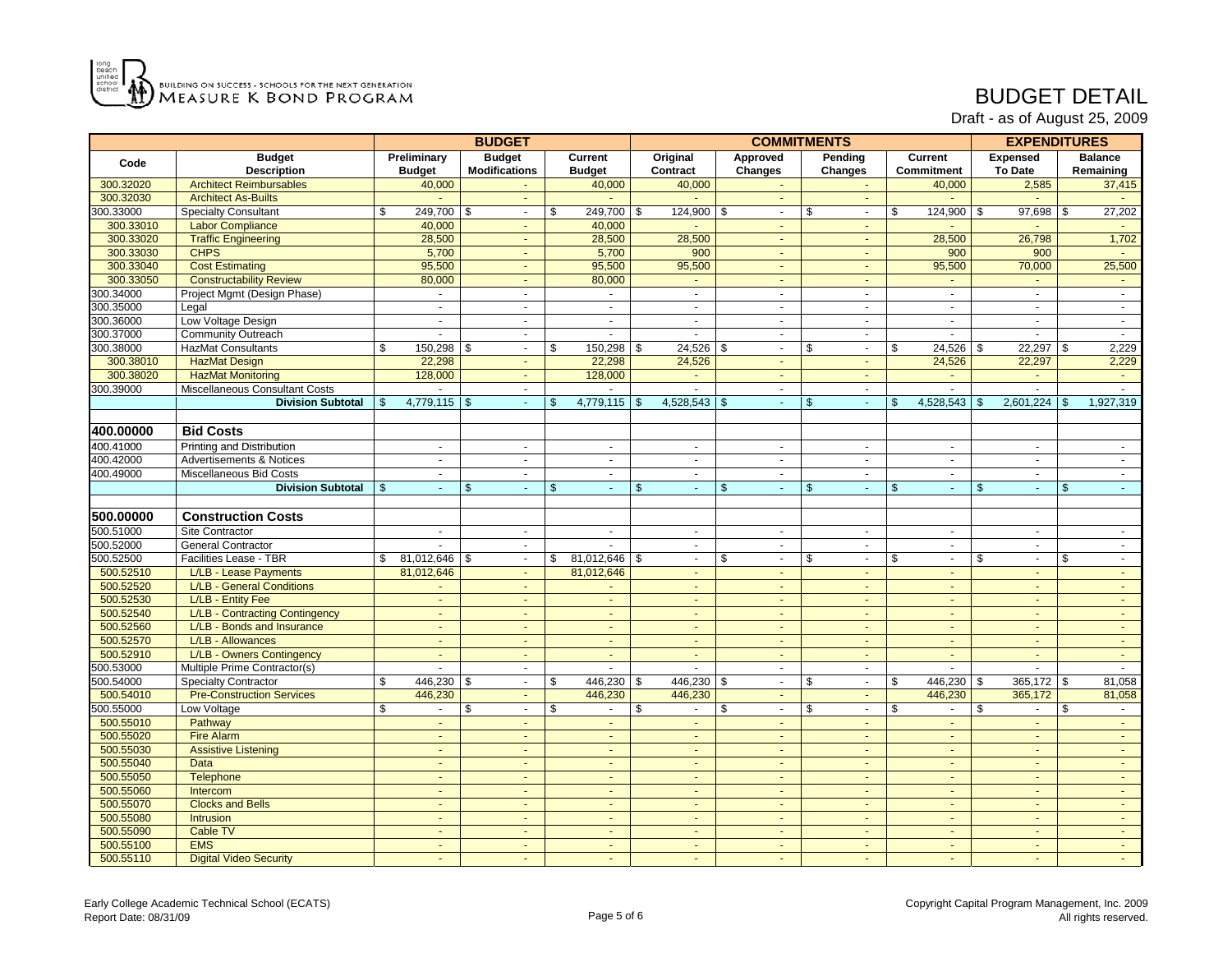# BUDGET DETAIL

Draft - as of August 25, 2009

| Code | Budget Description | BUDGET | | | COMMITMENTS | | | | EXPENDITURES | |
|---|---|---|---|---|---|---|---|---|---|---|
| | | Preliminary Budget | Budget Modifications | Current Budget | Original Contract | Approved Changes | Pending Changes | Current Commitment | Expensed To Date | Balance Remaining |
| 300.32020 | Architect Reimbursables | 40,000 | - | 40,000 | 40,000 | - | - | 40,000 | 2,585 | 37,415 |
| 300.32030 | Architect As-Builts | - | - | - | - | - | - | - | - | - |
| 300.33000 | Specialty Consultant | $ 249,700 | $ - | $ 249,700 | $ 124,900 | $ - | $ - | $ 124,900 | $ 97,698 | $ 27,202 |
| 300.33010 | Labor Compliance | 40,000 | - | 40,000 | - | - | - | - | - | - |
| 300.33020 | Traffic Engineering | 28,500 | - | 28,500 | 28,500 | - | - | 28,500 | 26,798 | 1,702 |
| 300.33030 | CHPS | 5,700 | - | 5,700 | 900 | - | - | 900 | 900 | - |
| 300.33040 | Cost Estimating | 95,500 | - | 95,500 | 95,500 | - | - | 95,500 | 70,000 | 25,500 |
| 300.33050 | Constructability Review | 80,000 | - | 80,000 | - | - | - | - | - | - |
| 300.34000 | Project Mgmt (Design Phase) | - | - | - | - | - | - | - | - | - |
| 300.35000 | Legal | - | - | - | - | - | - | - | - | - |
| 300.36000 | Low Voltage Design | - | - | - | - | - | - | - | - | - |
| 300.37000 | Community Outreach | - | - | - | - | - | - | - | - | - |
| 300.38000 | HazMat Consultants | $ 150,298 | $ - | $ 150,298 | $ 24,526 | $ - | $ - | $ 24,526 | $ 22,297 | $ 2,229 |
| 300.38010 | HazMat Design | 22,298 | - | 22,298 | 24,526 | - | - | 24,526 | 22,297 | 2,229 |
| 300.38020 | HazMat Monitoring | 128,000 | - | 128,000 | - | - | - | - | - | - |
| 300.39000 | Miscellaneous Consultant Costs | - | - | - | - | - | - | - | - | - |
| | **Division Subtotal** | $ 4,779,115 | $ - | $ 4,779,115 | $ 4,528,543 | $ - | $ - | $ 4,528,543 | $ 2,601,224 | $ 1,927,319 |
| | | | | | | | | | | |
| **400.00000** | **Bid Costs** | | | | | | | | | |
| 400.41000 | Printing and Distribution | - | - | - | - | - | - | - | - | - |
| 400.42000 | Advertisements & Notices | - | - | - | - | - | - | - | - | - |
| 400.49000 | Miscellaneous Bid Costs | - | - | - | - | - | - | - | - | - |
| | **Division Subtotal** | $ - | $ - | $ - | $ - | $ - | $ - | $ - | $ - | $ - |
| | | | | | | | | | | |
| **500.00000** | **Construction Costs** | | | | | | | | | |
| 500.51000 | Site Contractor | - | - | - | - | - | - | - | - | - |
| 500.52000 | General Contractor | - | - | - | - | - | - | - | - | - |
| 500.52500 | Facilities Lease - TBR | $ 81,012,646 | $ - | $ 81,012,646 | $ - | $ - | $ - | $ - | $ - | $ - |
| 500.52510 | L/LB - Lease Payments | 81,012,646 | - | 81,012,646 | - | - | - | - | - | - |
| 500.52520 | L/LB - General Conditions | - | - | - | - | - | - | - | - | - |
| 500.52530 | L/LB - Entity Fee | - | - | - | - | - | - | - | - | - |
| 500.52540 | L/LB - Contracting Contingency | - | - | - | - | - | - | - | - | - |
| 500.52560 | L/LB - Bonds and Insurance | - | - | - | - | - | - | - | - | - |
| 500.52570 | L/LB - Allowances | - | - | - | - | - | - | - | - | - |
| 500.52910 | L/LB - Owners Contingency | - | - | - | - | - | - | - | - | - |
| 500.53000 | Multiple Prime Contractor(s) | - | - | - | - | - | - | - | - | - |
| 500.54000 | Specialty Contractor | $ 446,230 | $ - | $ 446,230 | $ 446,230 | $ - | $ - | $ 446,230 | $ 365,172 | $ 81,058 |
| 500.54010 | Pre-Construction Services | 446,230 | - | 446,230 | 446,230 | - | - | 446,230 | 365,172 | 81,058 |
| 500.55000 | Low Voltage | $ - | $ - | $ - | $ - | $ - | $ - | $ - | $ - | $ - |
| 500.55010 | Pathway | - | - | - | - | - | - | - | - | - |
| 500.55020 | Fire Alarm | - | - | - | - | - | - | - | - | - |
| 500.55030 | Assistive Listening | - | - | - | - | - | - | - | - | - |
| 500.55040 | Data | - | - | - | - | - | - | - | - | - |
| 500.55050 | Telephone | - | - | - | - | - | - | - | - | - |
| 500.55060 | Intercom | - | - | - | - | - | - | - | - | - |
| 500.55070 | Clocks and Bells | - | - | - | - | - | - | - | - | - |
| 500.55080 | Intrusion | - | - | - | - | - | - | - | - | - |
| 500.55090 | Cable TV | - | - | - | - | - | - | - | - | - |
| 500.55100 | EMS | - | - | - | - | - | - | - | - | - |
| 500.55110 | Digital Video Security | - | - | - | - | - | - | - | - | - |

Early College Academic Technical School (ECATS)
Report Date: 08/31/09

Copyright Capital Program Management, Inc. 2009
All rights reserved.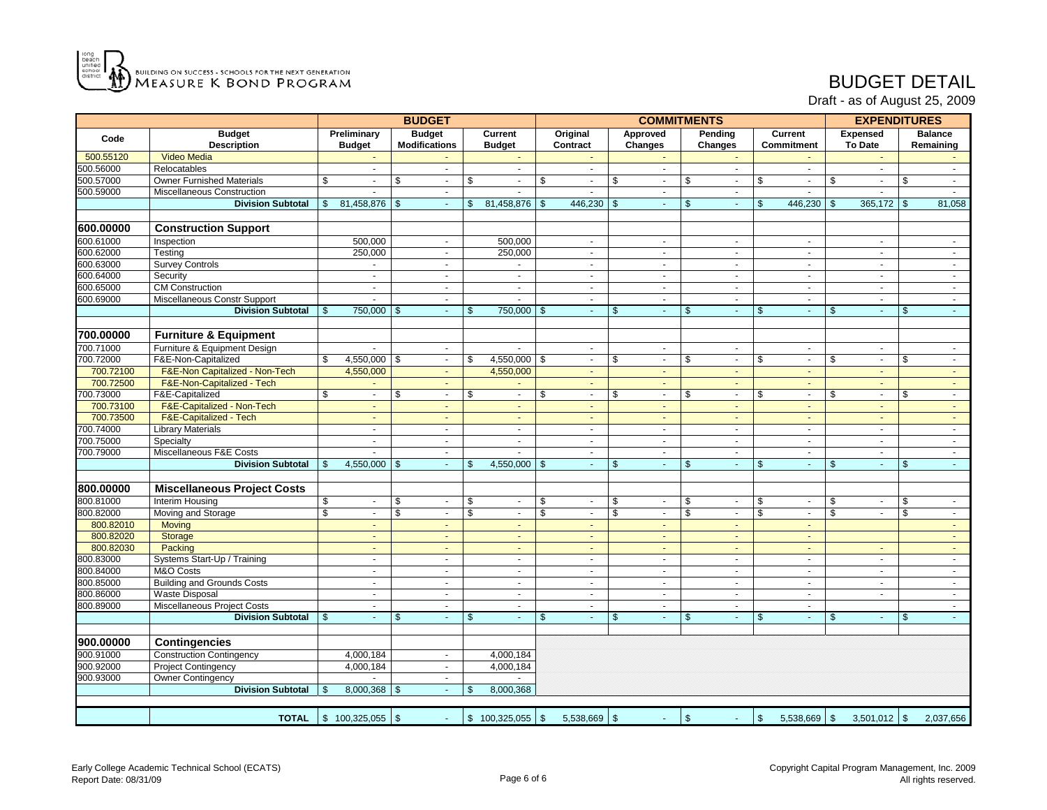Long Beach Unified School District
BUILDING ON SUCCESS - SCHOOLS FOR THE NEXT GENERATION
MEASURE K BOND PROGRAM

# BUDGET DETAIL

Draft - as of August 25, 2009

| | | BUDGET | | | COMMITMENTS | | | | EXPENDITURES | |
|---|---|---|---|---|---|---|---|---|---|---|
| Code | Budget Description | Preliminary Budget | Budget Modifications | Current Budget | Original Contract | Approved Changes | Pending Changes | Current Commitment | Expensed To Date | Balance Remaining |
| 500.55120 | Video Media | - | - | - | - | - | - | - | - | - |
| 500.56000 | Relocatables | - | - | - | - | - | - | - | - | - |
| 500.57000 | Owner Furnished Materials | $ - | $ - | $ - | $ - | $ - | $ - | $ - | $ - | $ - |
| 500.59000 | Miscellaneous Construction | - | - | - | - | - | - | - | - | - |
| | **Division Subtotal** | $ 81,458,876 | $ - | $ 81,458,876 | $ 446,230 | $ - | $ - | $ 446,230 | $ 365,172 | $ 81,058 |
| | | | | | | | | | | |
| **600.00000** | **Construction Support** | | | | | | | | | |
| 600.61000 | Inspection | 500,000 | - | 500,000 | - | - | - | - | - | - |
| 600.62000 | Testing | 250,000 | - | 250,000 | - | - | - | - | - | - |
| 600.63000 | Survey Controls | - | - | - | - | - | - | - | - | - |
| 600.64000 | Security | - | - | - | - | - | - | - | - | - |
| 600.65000 | CM Construction | - | - | - | - | - | - | - | - | - |
| 600.69000 | Miscellaneous Constr Support | - | - | - | - | - | - | - | - | - |
| | **Division Subtotal** | $ 750,000 | $ - | $ 750,000 | $ - | $ - | $ - | $ - | $ - | $ - |
| | | | | | | | | | | |
| **700.00000** | **Furniture & Equipment** | | | | | | | | | |
| 700.71000 | Furniture & Equipment Design | - | - | - | - | - | - | - | - | - |
| 700.72000 | F&E-Non-Capitalized | $ 4,550,000 | $ - | $ 4,550,000 | $ - | $ - | $ - | $ - | $ - | $ - |
| 700.72100 | F&E-Non Capitalized - Non-Tech | 4,550,000 | - | 4,550,000 | - | - | - | - | - | - |
| 700.72500 | F&E-Non-Capitalized - Tech | - | - | - | - | - | - | - | - | - |
| 700.73000 | F&E-Capitalized | $ - | $ - | $ - | $ - | $ - | $ - | $ - | $ - | $ - |
| 700.73100 | F&E-Capitalized - Non-Tech | - | - | - | - | - | - | - | - | - |
| 700.73500 | F&E-Capitalized - Tech | - | - | - | - | - | - | - | - | - |
| 700.74000 | Library Materials | - | - | - | - | - | - | - | - | - |
| 700.75000 | Specialty | - | - | - | - | - | - | - | - | - |
| 700.79000 | Miscellaneous F&E Costs | - | - | - | - | - | - | - | - | - |
| | **Division Subtotal** | $ 4,550,000 | $ - | $ 4,550,000 | $ - | $ - | $ - | $ - | $ - | $ - |
| | | | | | | | | | | |
| **800.00000** | **Miscellaneous Project Costs** | | | | | | | | | |
| 800.81000 | Interim Housing | $ - | $ - | $ - | $ - | $ - | $ - | $ - | $ - | $ - |
| 800.82000 | Moving and Storage | $ - | $ - | $ - | $ - | $ - | $ - | $ - | $ - | $ - |
| 800.82010 | Moving | - | - | - | - | - | - | - | | - |
| 800.82020 | Storage | - | - | - | - | - | - | - | | - |
| 800.82030 | Packing | - | - | - | - | - | - | - | - | - |
| 800.83000 | Systems Start-Up / Training | - | - | - | - | - | - | - | - | - |
| 800.84000 | M&O Costs | - | - | - | - | - | - | - | - | - |
| 800.85000 | Building and Grounds Costs | - | - | - | - | - | - | - | - | - |
| 800.86000 | Waste Disposal | - | - | - | - | - | - | - | - | - |
| 800.89000 | Miscellaneous Project Costs | - | - | - | - | - | - | - | - | - |
| | **Division Subtotal** | $ - | $ - | $ - | $ - | $ - | $ - | $ - | $ - | $ - |
| | | | | | | | | | | |
| **900.00000** | **Contingencies** | | | | | | | | | |
| 900.91000 | Construction Contingency | 4,000,184 | - | 4,000,184 | | | | | | |
| 900.92000 | Project Contingency | 4,000,184 | - | 4,000,184 | | | | | | |
| 900.93000 | Owner Contingency | - | - | - | | | | | | |
| | **Division Subtotal** | $ 8,000,368 | $ - | $ 8,000,368 | | | | | | |
| | | | | | | | | | | |
| | **TOTAL** | $ 100,325,055 | $ - | $ 100,325,055 | $ 5,538,669 | $ - | $ - | $ 5,538,669 | $ 3,501,012 | $ 2,037,656 |

Early College Academic Technical School (ECATS)
Report Date: 08/31/09

Copyright Capital Program Management, Inc. 2009
All rights reserved.